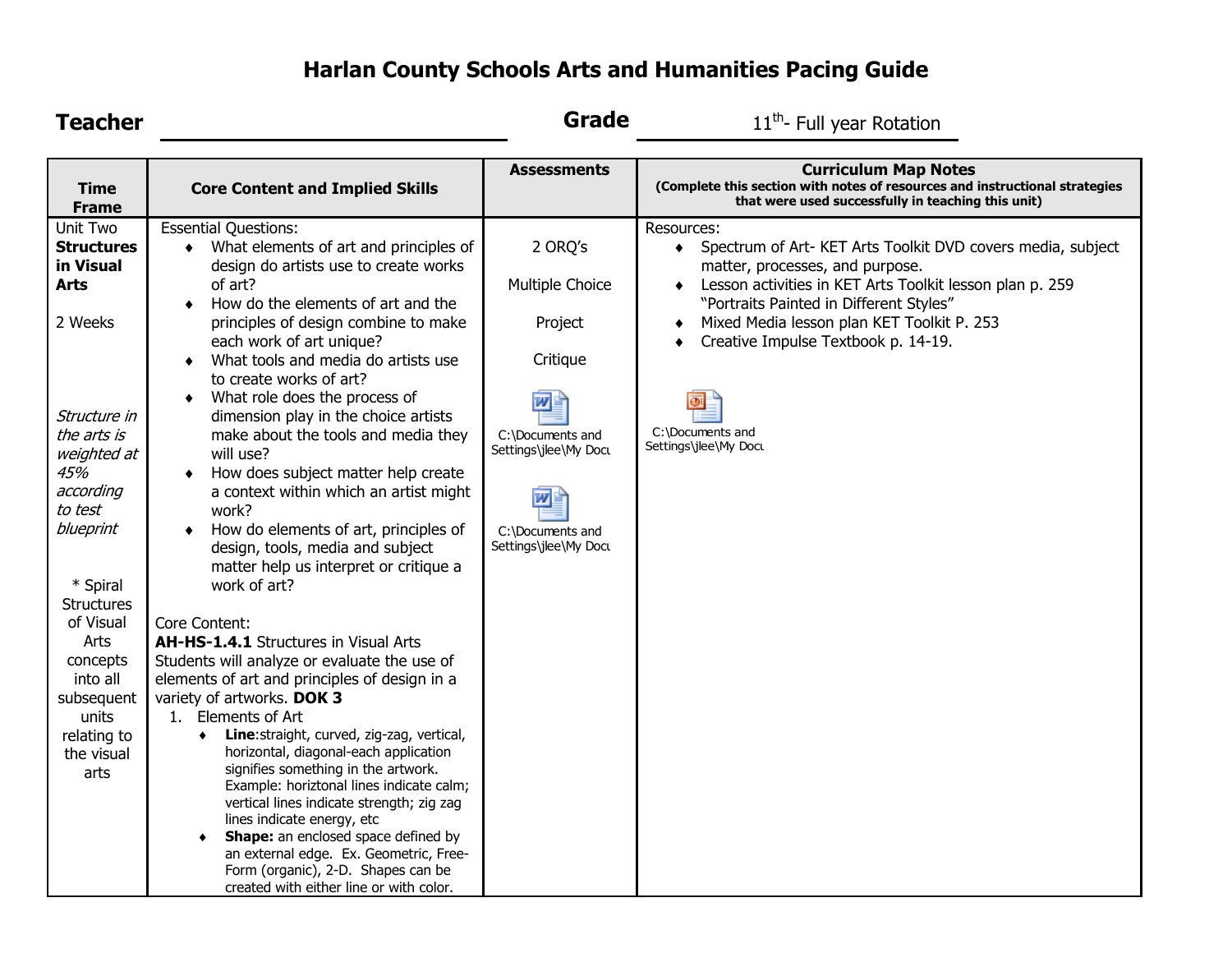# Harlan County Schools Arts and Humanities Pacing Guide

**Teacher** ______________________ **Grade** 11th- Full year Rotation

| Time Frame | Core Content and Implied Skills | Assessments | Curriculum Map Notes (Complete this section with notes of resources and instructional strategies that were used successfully in teaching this unit) |
|---|---|---|---|
| Unit Two **Structures in Visual Arts**<br><br>2 Weeks<br><br>*Structure in the arts is weighted at 45% according to test blueprint*<br><br>* Spiral Structures of Visual Arts concepts into all subsequent units relating to the visual arts | Essential Questions:<br>♦ What elements of art and principles of design do artists use to create works of art?<br>♦ How do the elements of art and the principles of design combine to make each work of art unique?<br>♦ What tools and media do artists use to create works of art?<br>♦ What role does the process of dimension play in the choice artists make about the tools and media they will use?<br>♦ How does subject matter help create a context within which an artist might work?<br>♦ How do elements of art, principles of design, tools, media and subject matter help us interpret or critique a work of art?<br><br>Core Content:<br>**AH-HS-1.4.1** Structures in Visual Arts Students will analyze or evaluate the use of elements of art and principles of design in a variety of artworks. **DOK 3**<br>1. Elements of Art<br>♦ **Line**:straight, curved, zig-zag, vertical, horizontal, diagonal-each application signifies something in the artwork. Example: horiztonal lines indicate calm; vertical lines indicate strength; zig zag lines indicate energy, etc<br>♦ **Shape:** an enclosed space defined by an external edge. Ex. Geometric, Free-Form (organic), 2-D. Shapes can be created with either line or with color. | 2 ORQ's<br><br>Multiple Choice<br><br>Project<br><br>Critique<br><br>C:\Documents and Settings\jlee\My Docu<br><br>C:\Documents and Settings\jlee\My Docu | Resources:<br>♦ Spectrum of Art- KET Arts Toolkit DVD covers media, subject matter, processes, and purpose.<br>♦ Lesson activities in KET Arts Toolkit lesson plan p. 259 "Portraits Painted in Different Styles"<br>♦ Mixed Media lesson plan KET Toolkit P. 253<br>♦ Creative Impulse Textbook p. 14-19.<br><br>C:\Documents and Settings\jlee\My Docu |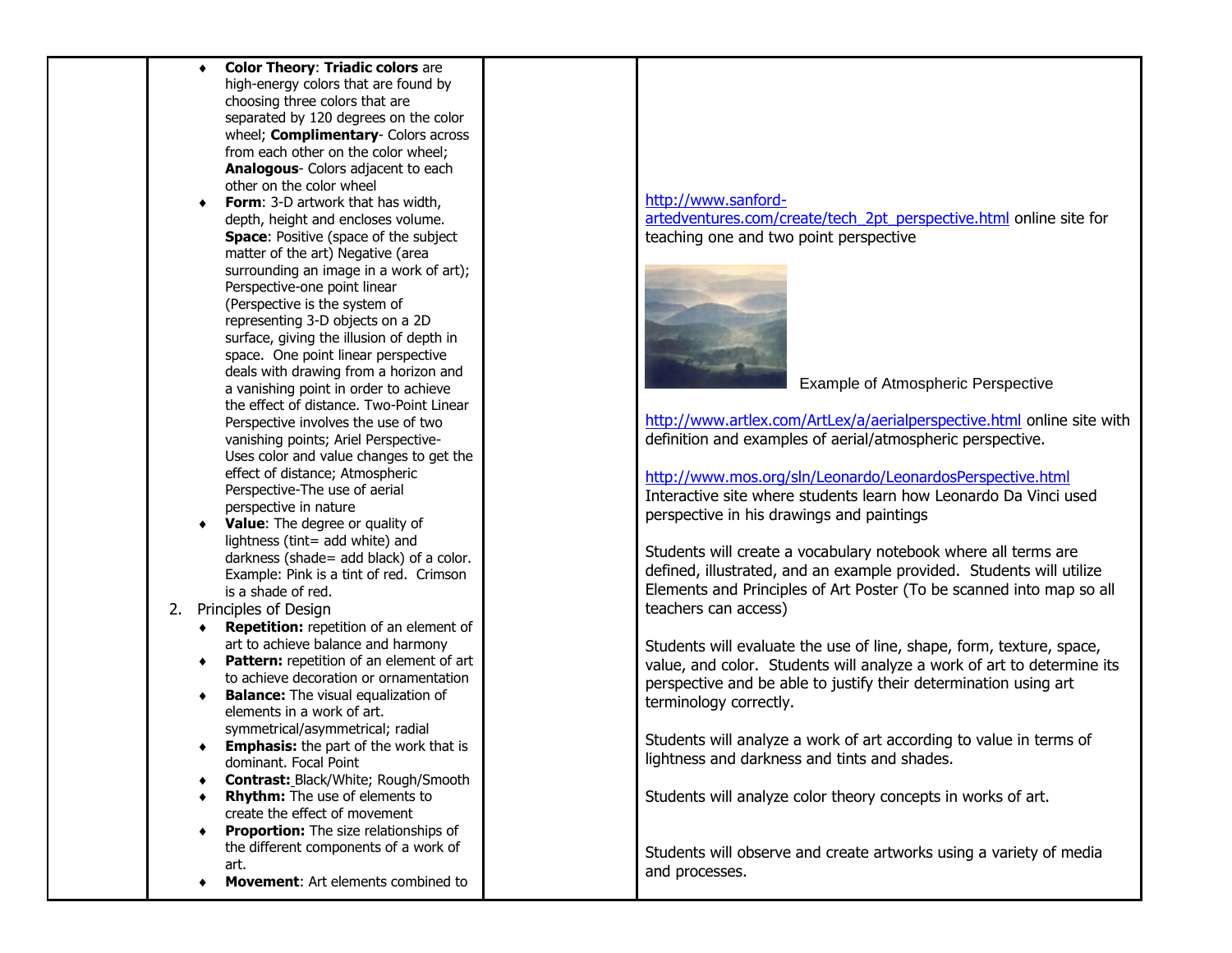| | | | |
|---|---|---|---|
| | ♦ **Color Theory**: **Triadic colors** are high-energy colors that are found by choosing three colors that are separated by 120 degrees on the color wheel; **Complimentary**- Colors across from each other on the color wheel; **Analogous**- Colors adjacent to each other on the color wheel<br>♦ **Form**: 3-D artwork that has width, depth, height and encloses volume. **Space**: Positive (space of the subject matter of the art) Negative (area surrounding an image in a work of art); Perspective-one point linear (Perspective is the system of representing 3-D objects on a 2D surface, giving the illusion of depth in space. One point linear perspective deals with drawing from a horizon and a vanishing point in order to achieve the effect of distance. Two-Point Linear Perspective involves the use of two vanishing points; Ariel Perspective-Uses color and value changes to get the effect of distance; Atmospheric Perspective-The use of aerial perspective in nature<br>♦ **Value**: The degree or quality of lightness (tint= add white) and darkness (shade= add black) of a color. Example: Pink is a tint of red. Crimson is a shade of red.<br>2. Principles of Design<br>♦ **Repetition:** repetition of an element of art to achieve balance and harmony<br>♦ **Pattern:** repetition of an element of art to achieve decoration or ornamentation<br>♦ **Balance:** The visual equalization of elements in a work of art. symmetrical/asymmetrical; radial<br>♦ **Emphasis:** the part of the work that is dominant. Focal Point<br>♦ **Contrast:** Black/White; Rough/Smooth<br>♦ **Rhythm:** The use of elements to create the effect of movement<br>♦ **Proportion:** The size relationships of the different components of a work of art.<br>♦ **Movement**: Art elements combined to | | http://www.sanford-artedventures.com/create/tech_2pt_perspective.html online site for teaching one and two point perspective<br><br>Example of Atmospheric Perspective<br><br>http://www.artlex.com/ArtLex/a/aerialperspective.html online site with definition and examples of aerial/atmospheric perspective.<br><br>http://www.mos.org/sln/Leonardo/LeonardosPerspective.html Interactive site where students learn how Leonardo Da Vinci used perspective in his drawings and paintings<br><br>Students will create a vocabulary notebook where all terms are defined, illustrated, and an example provided. Students will utilize Elements and Principles of Art Poster (To be scanned into map so all teachers can access)<br><br>Students will evaluate the use of line, shape, form, texture, space, value, and color. Students will analyze a work of art to determine its perspective and be able to justify their determination using art terminology correctly.<br><br>Students will analyze a work of art according to value in terms of lightness and darkness and tints and shades.<br><br>Students will analyze color theory concepts in works of art.<br><br>Students will observe and create artworks using a variety of media and processes. |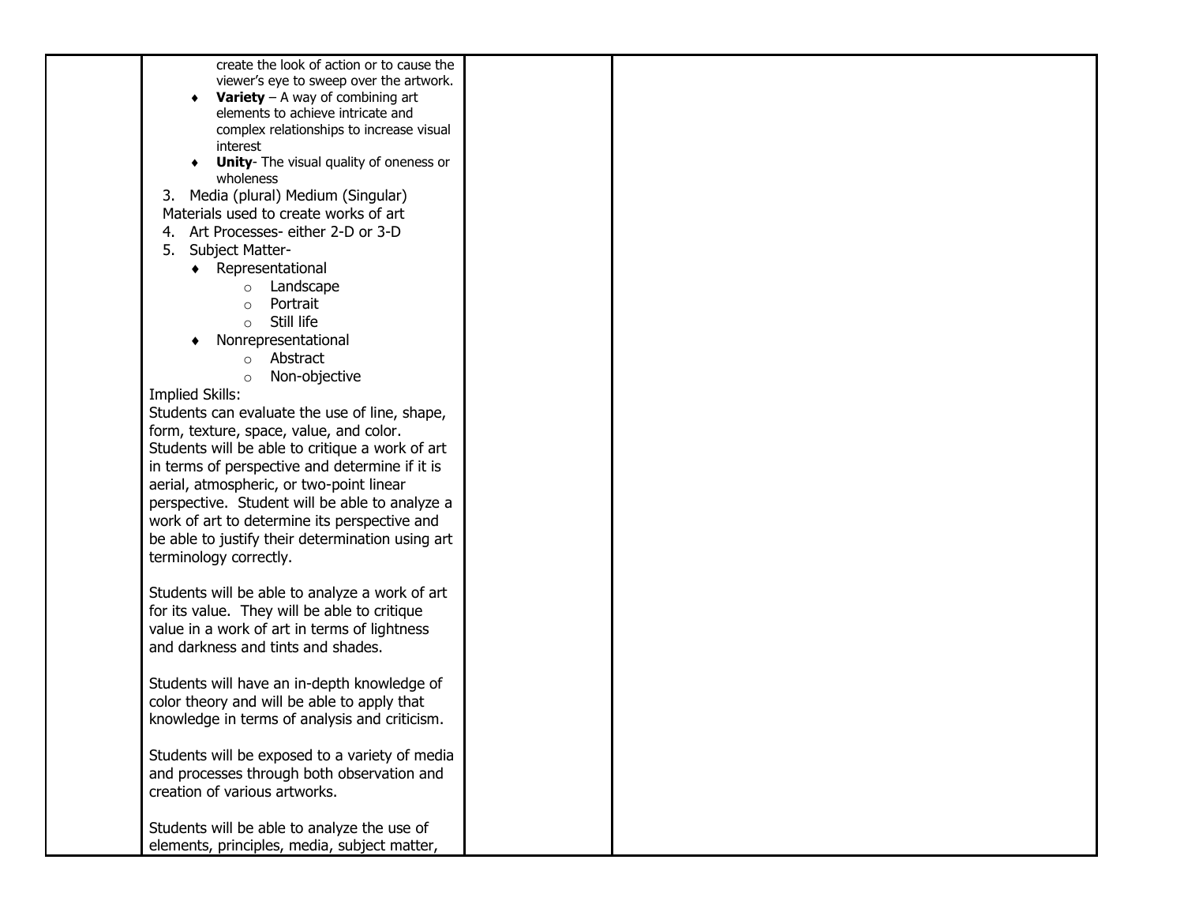| | | | |
|---|---|---|---|
| | create the look of action or to cause the viewer's eye to sweep over the artwork.<br>♦ **Variety** – A way of combining art elements to achieve intricate and complex relationships to increase visual interest<br>♦ **Unity**- The visual quality of oneness or wholeness<br>3. Media (plural) Medium (Singular) Materials used to create works of art<br>4. Art Processes- either 2-D or 3-D<br>5. Subject Matter-<br>♦ Representational<br>○ Landscape<br>○ Portrait<br>○ Still life<br>♦ Nonrepresentational<br>○ Abstract<br>○ Non-objective<br>Implied Skills:<br>Students can evaluate the use of line, shape, form, texture, space, value, and color. Students will be able to critique a work of art in terms of perspective and determine if it is aerial, atmospheric, or two-point linear perspective. Student will be able to analyze a work of art to determine its perspective and be able to justify their determination using art terminology correctly.<br><br>Students will be able to analyze a work of art for its value. They will be able to critique value in a work of art in terms of lightness and darkness and tints and shades.<br><br>Students will have an in-depth knowledge of color theory and will be able to apply that knowledge in terms of analysis and criticism.<br><br>Students will be exposed to a variety of media and processes through both observation and creation of various artworks.<br><br>Students will be able to analyze the use of elements, principles, media, subject matter, | | |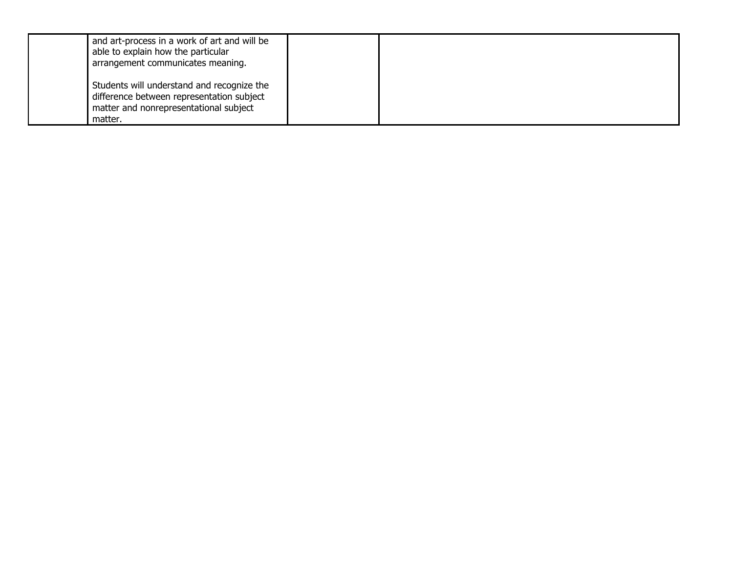| | | | |
|---|---|---|---|
| | and art-process in a work of art and will be able to explain how the particular arrangement communicates meaning.<br><br>Students will understand and recognize the difference between representation subject matter and nonrepresentational subject matter. | | |